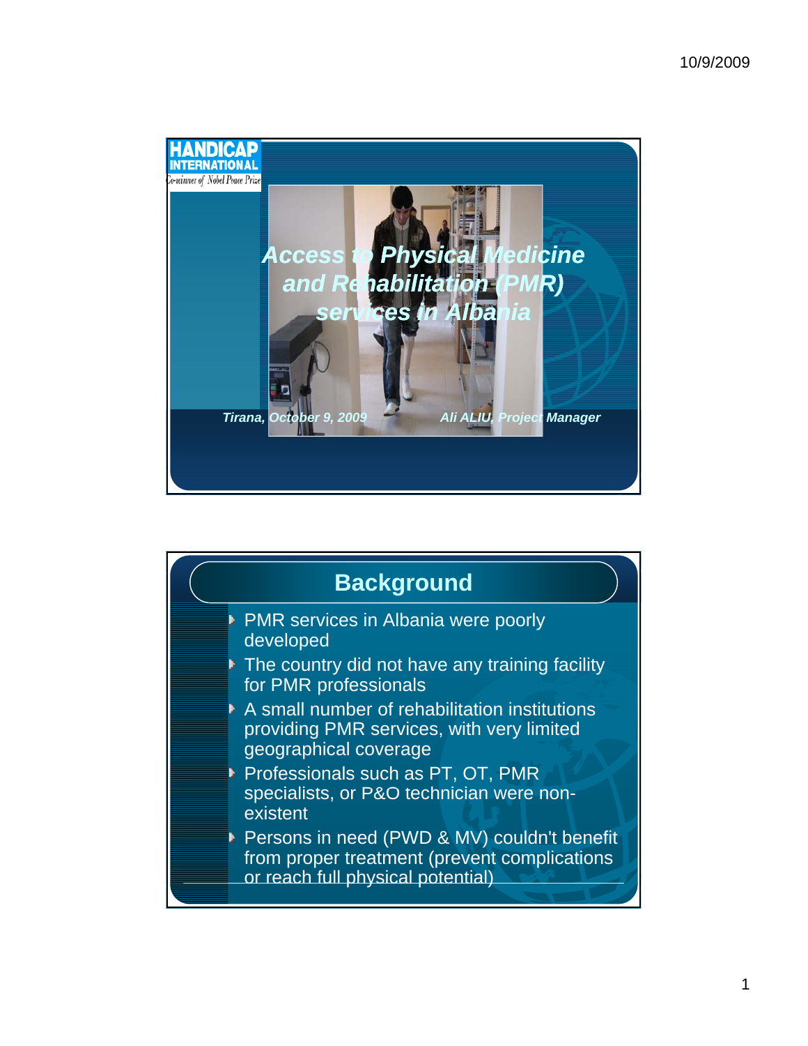HANDICAP INTERNATIONAL

Co-winner of Nobel Peace Prize

# *Access to Physical Medicine and Rehabilitation (PMR) services in Albania*

*Tirana, October 9, 2009*

*Ali ALIU, Project Manager*

## Background

- PMR services in Albania were poorly developed
- The country did not have any training facility for PMR professionals
- A small number of rehabilitation institutions providing PMR services, with very limited geographical coverage
- Professionals such as PT, OT, PMR specialists, or P&O technician were non-existent
- Persons in need (PWD & MV) couldn't benefit from proper treatment (prevent complications or reach full physical potential)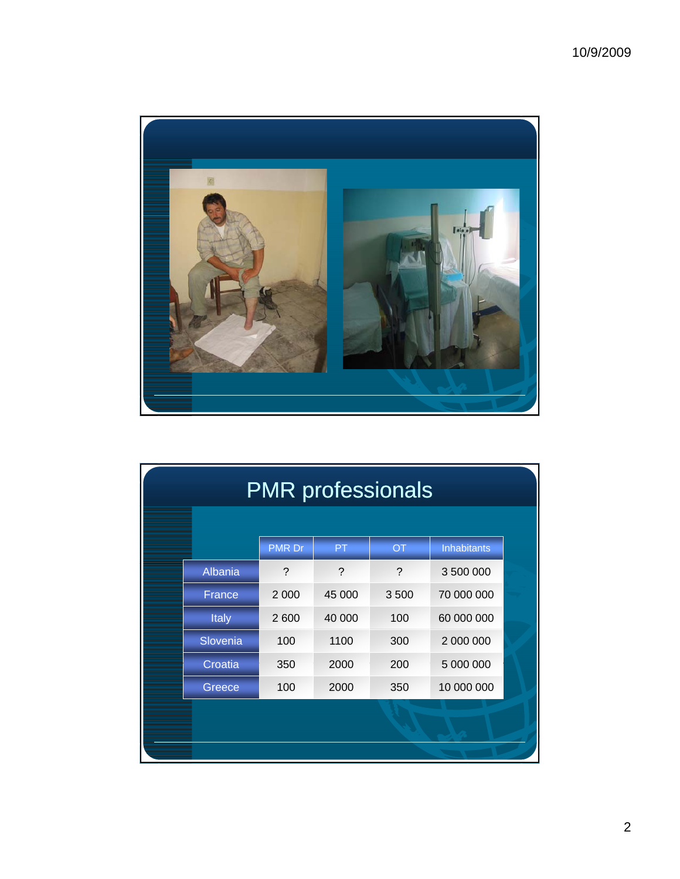# PMR professionals

| | PMR Dr | PT | OT | Inhabitants |
|---|---|---|---|---|
| Albania | ? | ? | ? | 3 500 000 |
| France | 2 000 | 45 000 | 3 500 | 70 000 000 |
| Italy | 2 600 | 40 000 | 100 | 60 000 000 |
| Slovenia | 100 | 1100 | 300 | 2 000 000 |
| Croatia | 350 | 2000 | 200 | 5 000 000 |
| Greece | 100 | 2000 | 350 | 10 000 000 |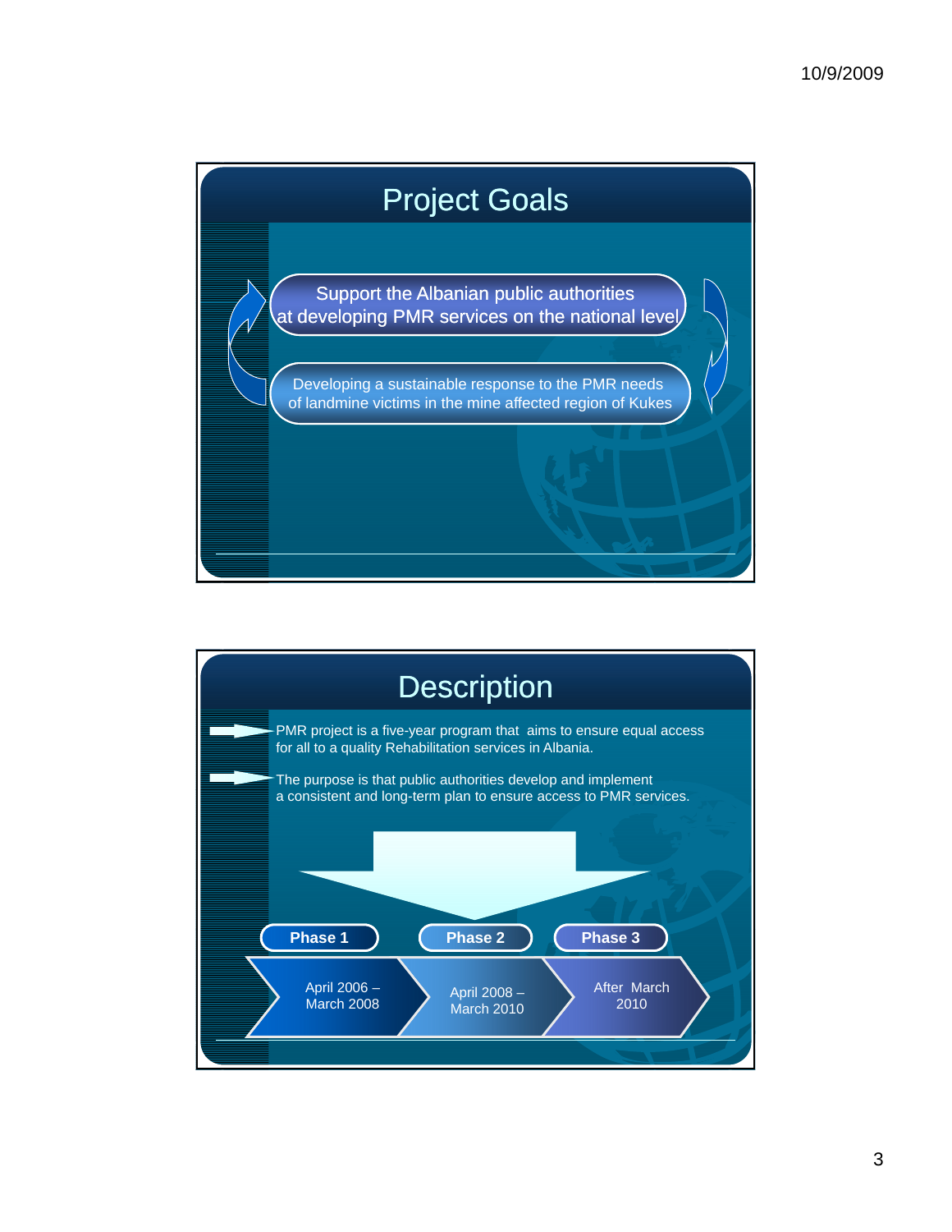# Project Goals

- Support the Albanian public authorities at developing PMR services on the national level
- Developing a sustainable response to the PMR needs of landmine victims in the mine affected region of Kukes

# Description

- PMR project is a five-year program that aims to ensure equal access for all to a quality Rehabilitation services in Albania.
- The purpose is that public authorities develop and implement a consistent and long-term plan to ensure access to PMR services.

| Phase 1 | Phase 2 | Phase 3 |
| --- | --- | --- |
| April 2006 – March 2008 | April 2008 – March 2010 | After March 2010 |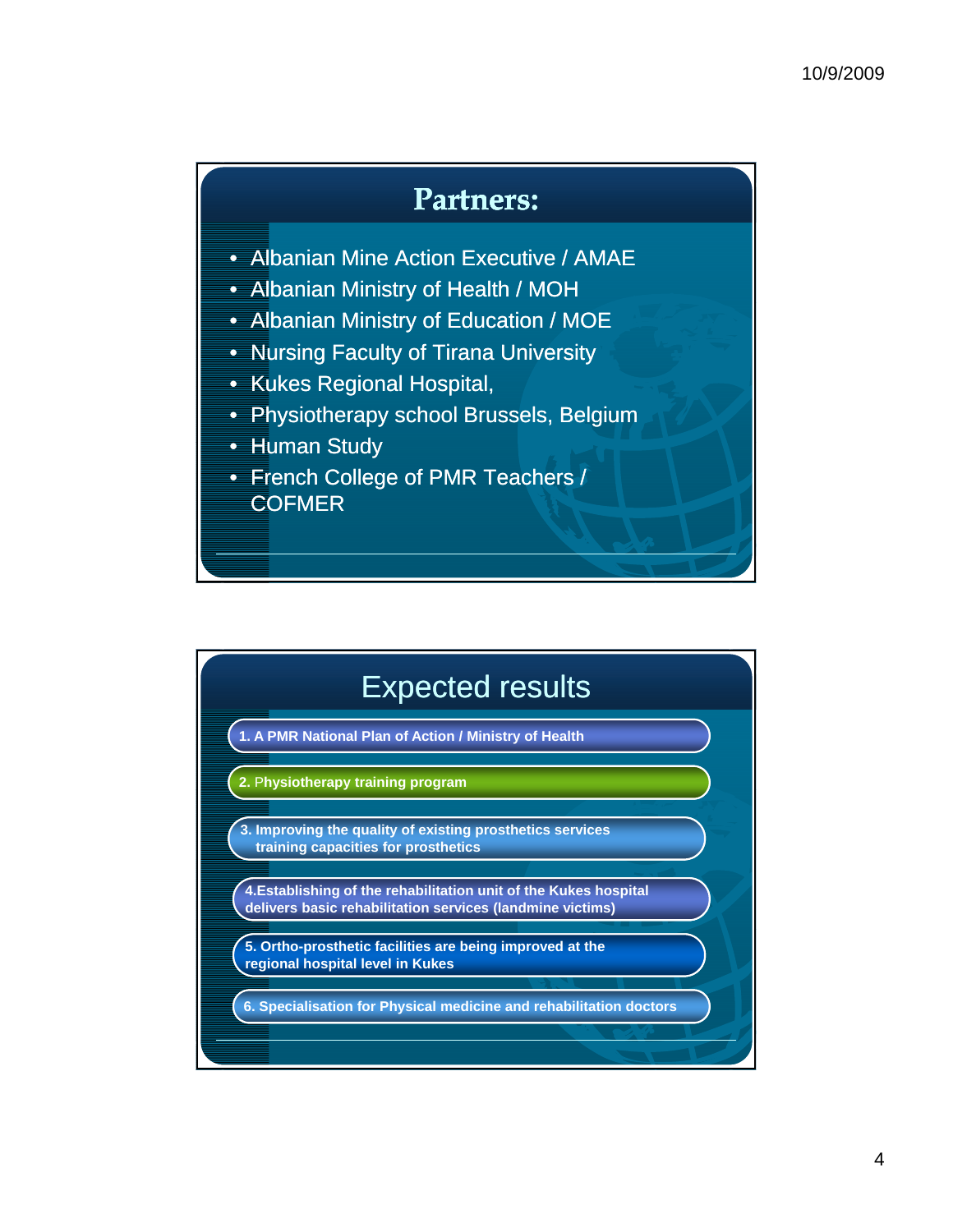## Partners:

- Albanian Mine Action Executive / AMAE
- Albanian Ministry of Health / MOH
- Albanian Ministry of Education / MOE
- Nursing Faculty of Tirana University
- Kukes Regional Hospital,
- Physiotherapy school Brussels, Belgium
- Human Study
- French College of PMR Teachers / COFMER

## Expected results

1. A PMR National Plan of Action / Ministry of Health
2. Physiotherapy training program
3. Improving the quality of existing prosthetics services training capacities for prosthetics
4. Establishing of the rehabilitation unit of the Kukes hospital delivers basic rehabilitation services (landmine victims)
5. Ortho-prosthetic facilities are being improved at the regional hospital level in Kukes
6. Specialisation for Physical medicine and rehabilitation doctors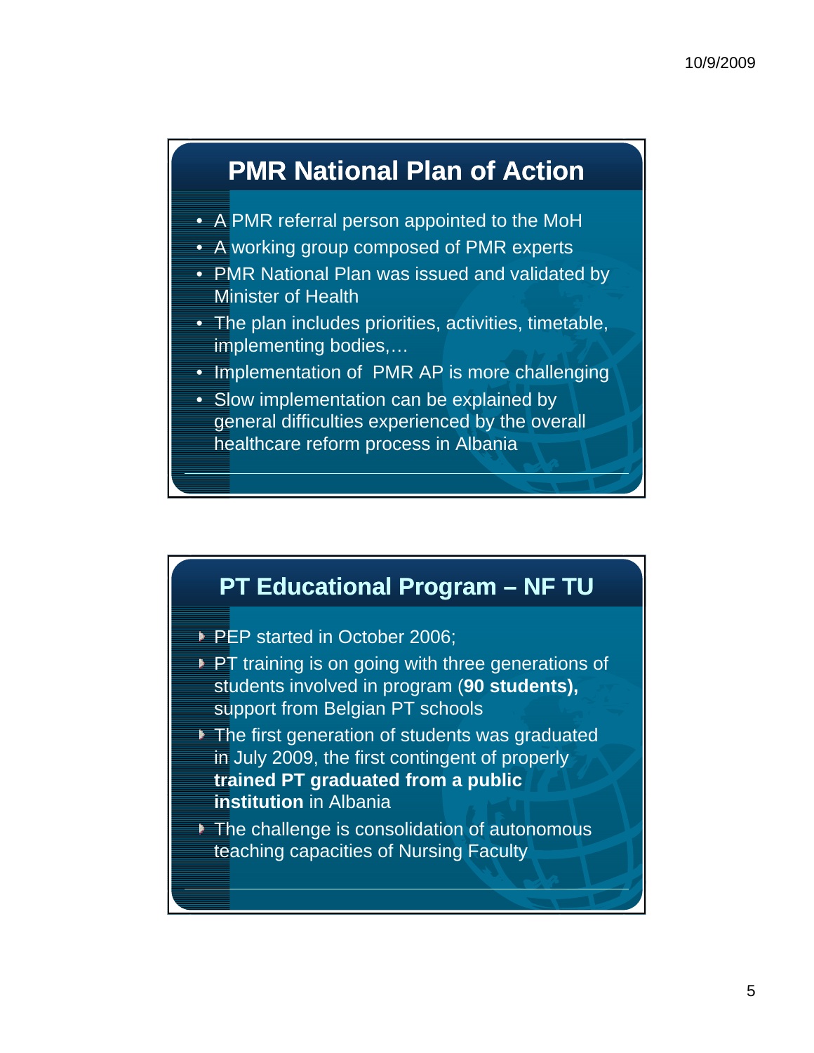## PMR National Plan of Action

- A PMR referral person appointed to the MoH
- A working group composed of PMR experts
- PMR National Plan was issued and validated by Minister of Health
- The plan includes priorities, activities, timetable, implementing bodies,…
- Implementation of PMR AP is more challenging
- Slow implementation can be explained by general difficulties experienced by the overall healthcare reform process in Albania

## PT Educational Program – NF TU

- PEP started in October 2006;
- PT training is on going with three generations of students involved in program (**90 students),** support from Belgian PT schools
- The first generation of students was graduated in July 2009, the first contingent of properly **trained PT graduated from a public institution** in Albania
- The challenge is consolidation of autonomous teaching capacities of Nursing Faculty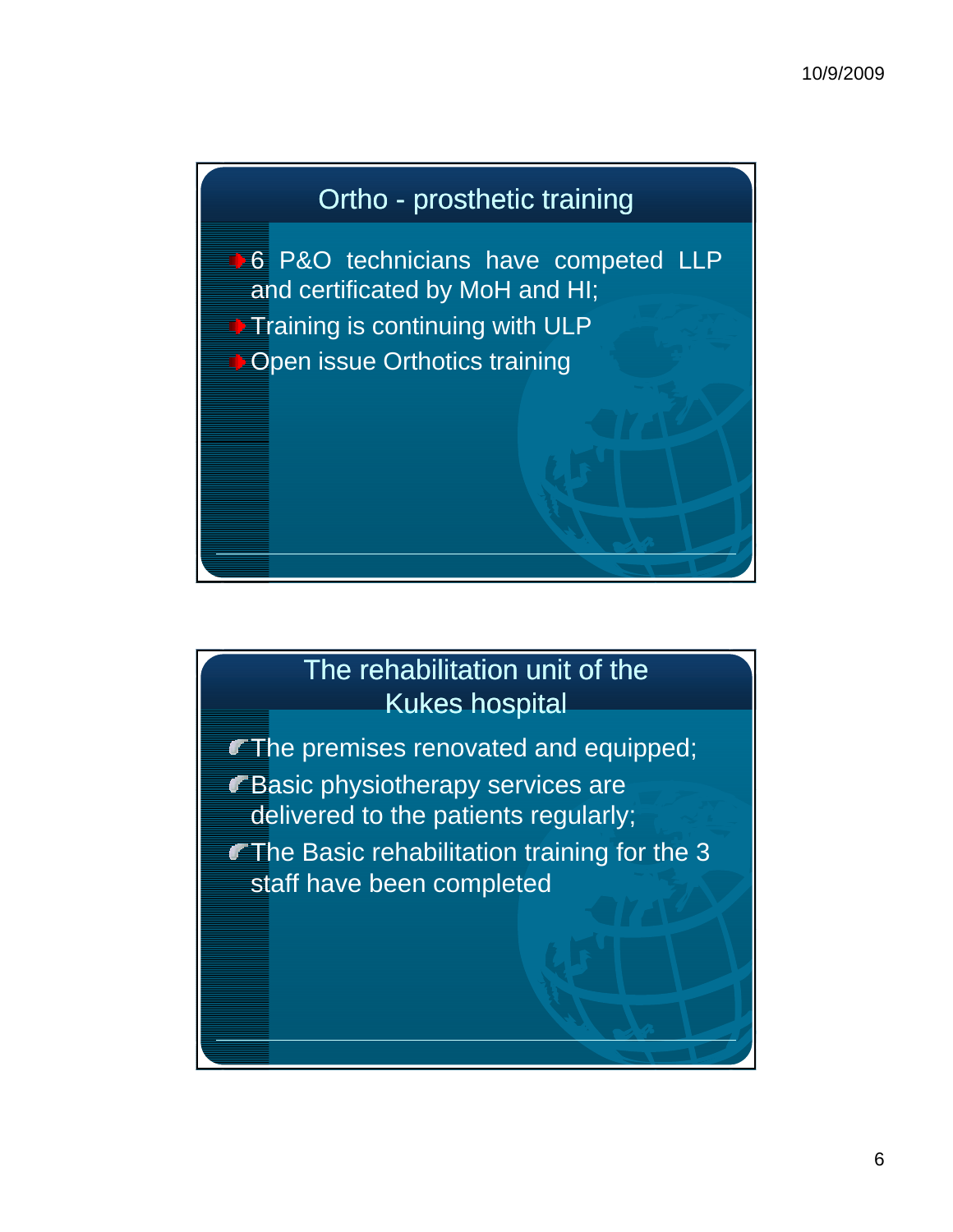## Ortho - prosthetic training

- 6 P&O technicians have competed LLP and certificated by MoH and HI;
- Training is continuing with ULP
- Open issue Orthotics training

## The rehabilitation unit of the Kukes hospital

- The premises renovated and equipped;
- Basic physiotherapy services are delivered to the patients regularly;
- The Basic rehabilitation training for the 3 staff have been completed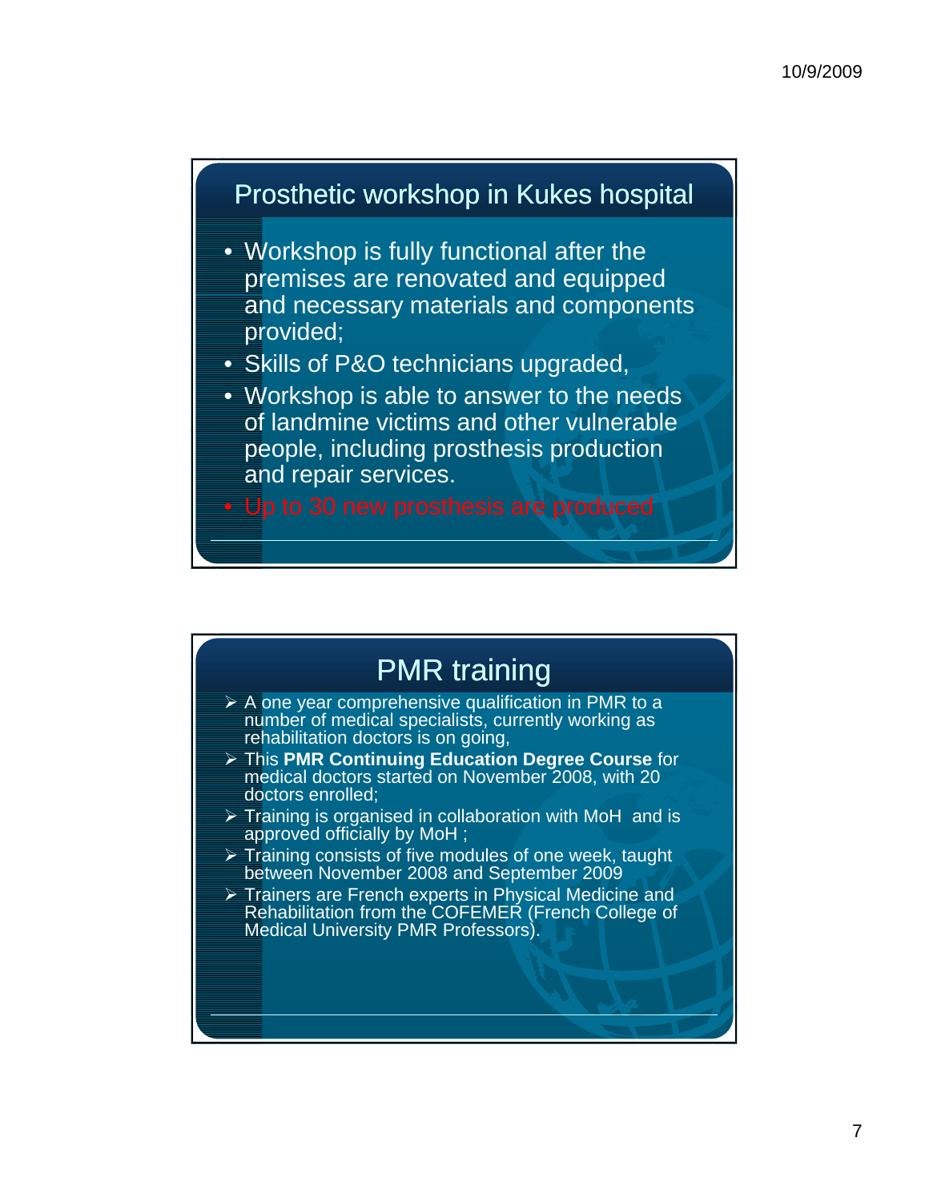## Prosthetic workshop in Kukes hospital

- Workshop is fully functional after the premises are renovated and equipped and necessary materials and components provided;
- Skills of P&O technicians upgraded,
- Workshop is able to answer to the needs of landmine victims and other vulnerable people, including prosthesis production and repair services.
- Up to 30 new prosthesis are produced

## PMR training

- A one year comprehensive qualification in PMR to a number of medical specialists, currently working as rehabilitation doctors is on going,
- This **PMR Continuing Education Degree Course** for medical doctors started on November 2008, with 20 doctors enrolled;
- Training is organised in collaboration with MoH and is approved officially by MoH ;
- Training consists of five modules of one week, taught between November 2008 and September 2009
- Trainers are French experts in Physical Medicine and Rehabilitation from the COFEMER (French College of Medical University PMR Professors).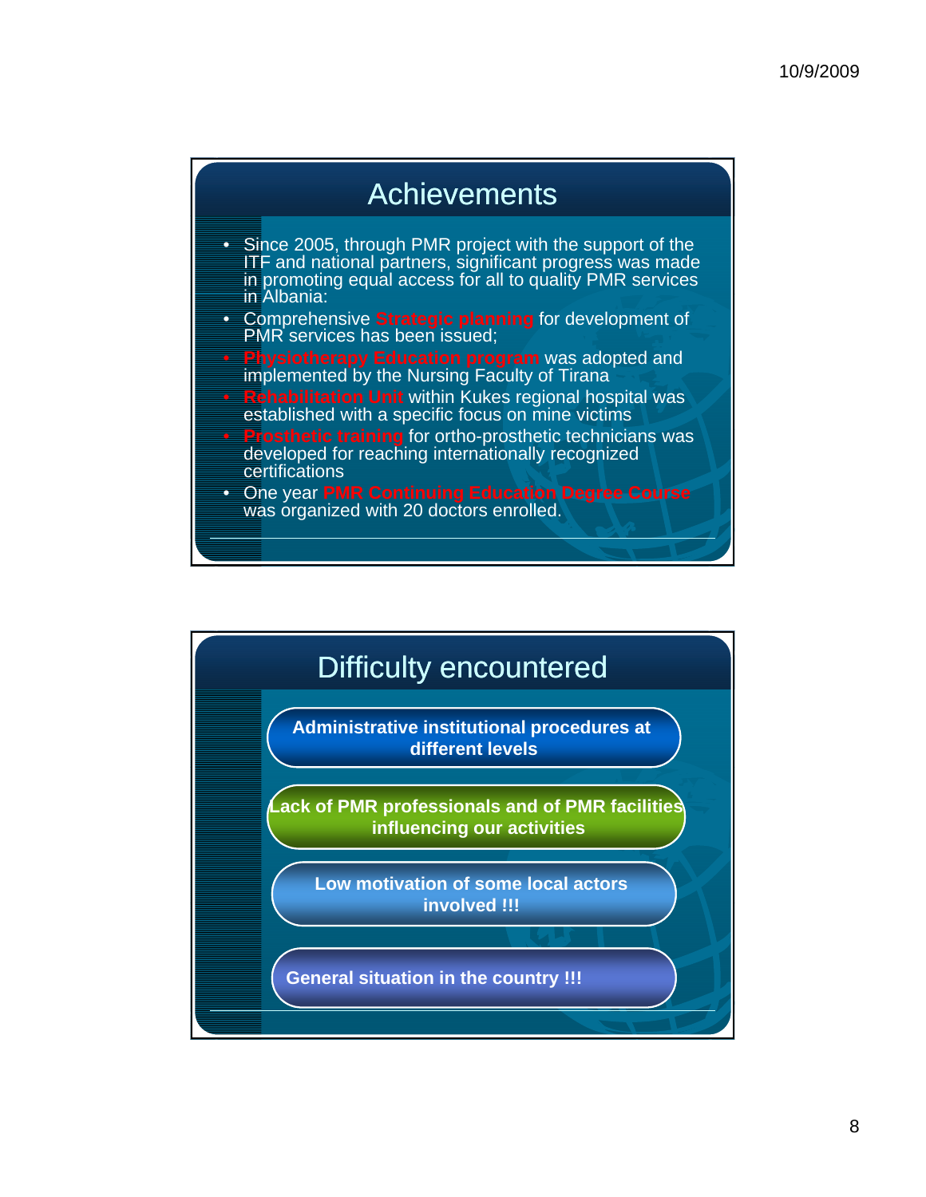## Achievements

- Since 2005, through PMR project with the support of the ITF and national partners, significant progress was made in promoting equal access for all to quality PMR services in Albania:
- Comprehensive **Strategic planning** for development of PMR services has been issued;
- **Physiotherapy Education program** was adopted and implemented by the Nursing Faculty of Tirana
- **Rehabilitation Unit** within Kukes regional hospital was established with a specific focus on mine victims
- **Prosthetic training** for ortho-prosthetic technicians was developed for reaching internationally recognized certifications
- One year **PMR Continuing Education Degree Course** was organized with 20 doctors enrolled.

## Difficulty encountered

- **Administrative institutional procedures at different levels**
- **Lack of PMR professionals and of PMR facilities influencing our activities**
- **Low motivation of some local actors involved !!!**
- **General situation in the country !!!**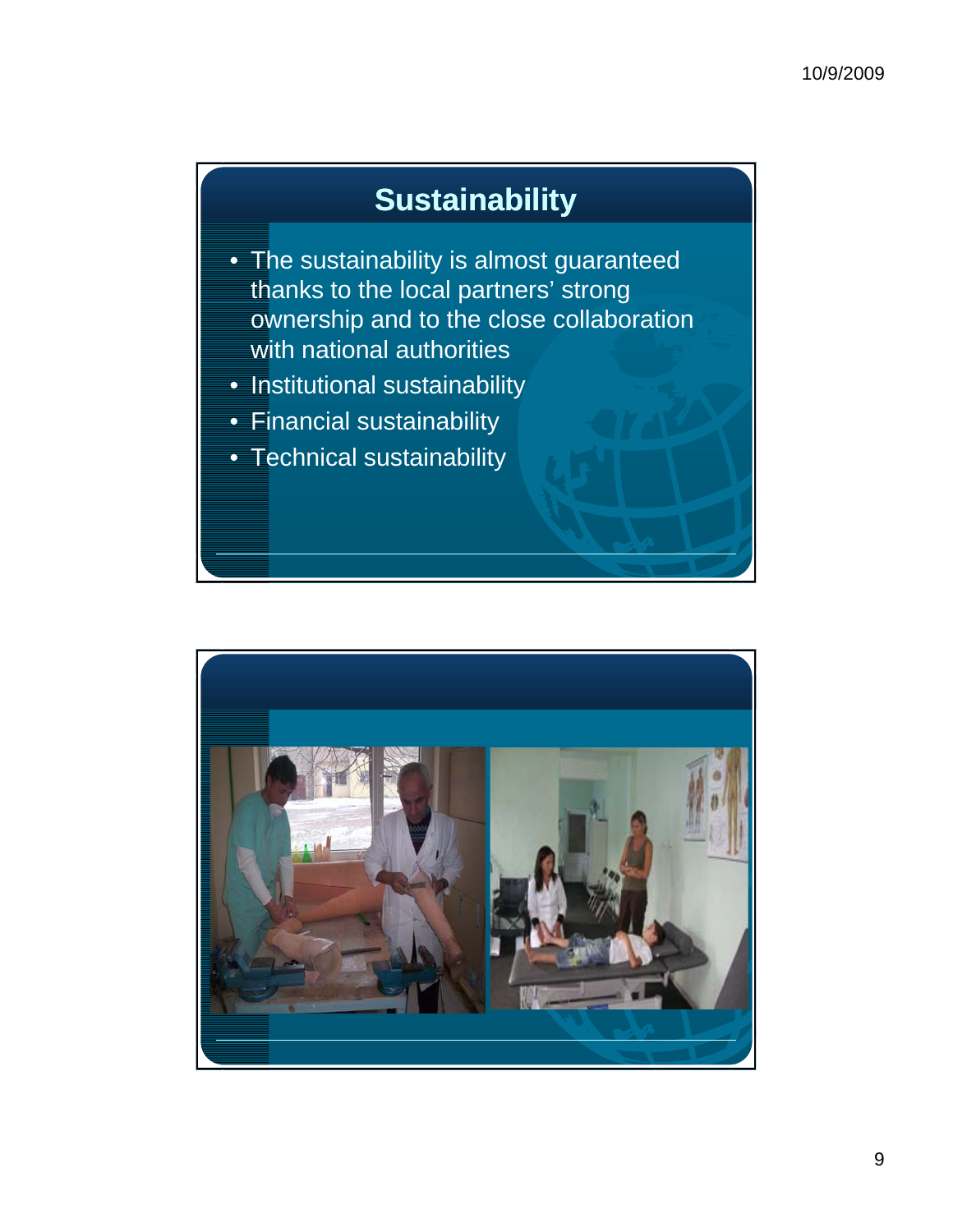## Sustainability

- The sustainability is almost guaranteed thanks to the local partners' strong ownership and to the close collaboration with national authorities
- Institutional sustainability
- Financial sustainability
- Technical sustainability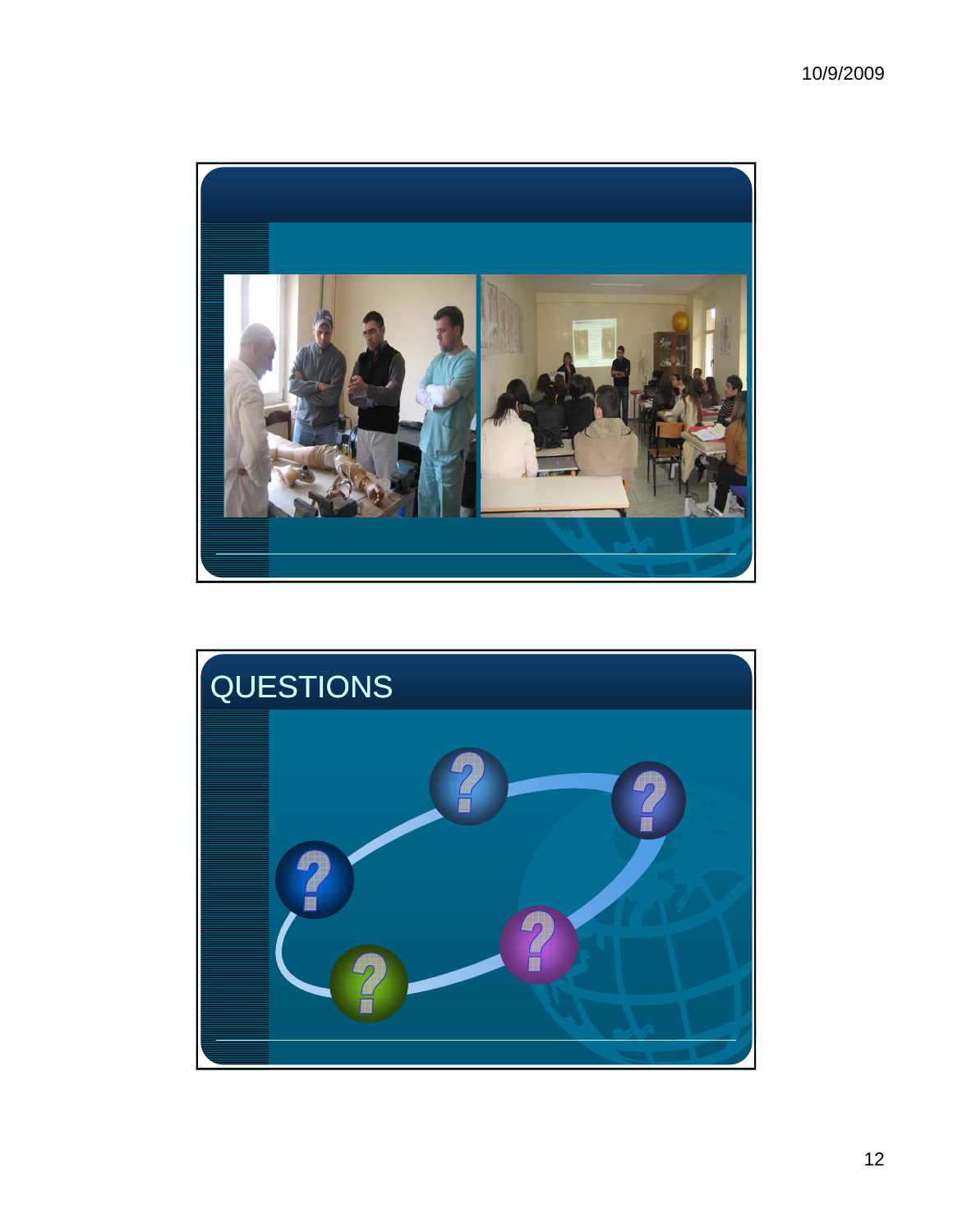## QUESTIONS